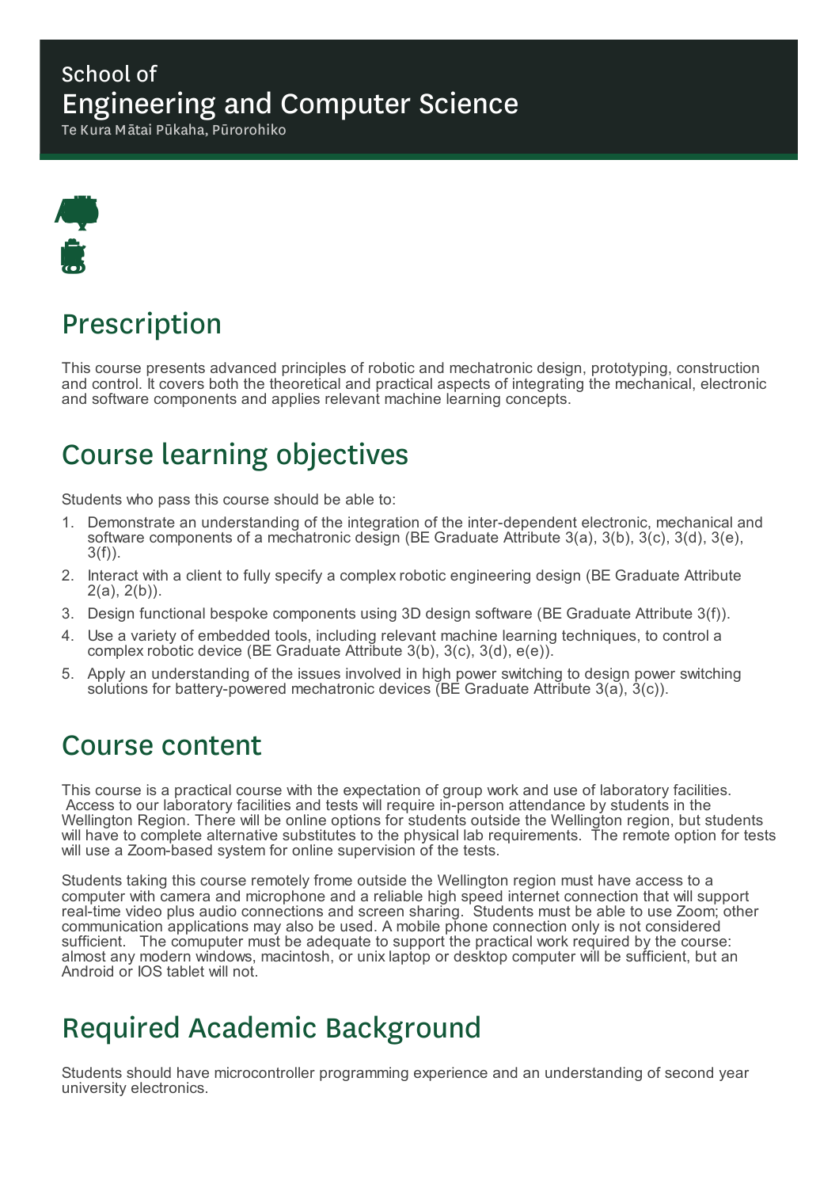School of

# Engineering and Computer Science

Te Kura Mātai Pūkaha, Pūrorohiko

## Prescription

This course presents advanced principles of robotic and mechatronic design, prototyping, construction and control. It covers both the theoretical and practical aspects of integrating the mechanical, electronic and software components and applies relevant machine learning concepts.

## Course learning objectives

Students who pass this course should be able to:

1. Demonstrate an understanding of the integration of the inter-dependent electronic, mechanical and software components of a mechatronic design (BE Graduate Attribute 3(a), 3(b), 3(c), 3(d), 3(e), 3(f)).
2. Interact with a client to fully specify a complex robotic engineering design (BE Graduate Attribute 2(a), 2(b)).
3. Design functional bespoke components using 3D design software (BE Graduate Attribute 3(f)).
4. Use a variety of embedded tools, including relevant machine learning techniques, to control a complex robotic device (BE Graduate Attribute 3(b), 3(c), 3(d), e(e)).
5. Apply an understanding of the issues involved in high power switching to design power switching solutions for battery-powered mechatronic devices (BE Graduate Attribute 3(a), 3(c)).

## Course content

This course is a practical course with the expectation of group work and use of laboratory facilities. Access to our laboratory facilities and tests will require in-person attendance by students in the Wellington Region. There will be online options for students outside the Wellington region, but students will have to complete alternative substitutes to the physical lab requirements. The remote option for tests will use a Zoom-based system for online supervision of the tests.

Students taking this course remotely frome outside the Wellington region must have access to a computer with camera and microphone and a reliable high speed internet connection that will support real-time video plus audio connections and screen sharing. Students must be able to use Zoom; other communication applications may also be used. A mobile phone connection only is not considered sufficient. The comuputer must be adequate to support the practical work required by the course: almost any modern windows, macintosh, or unix laptop or desktop computer will be sufficient, but an Android or IOS tablet will not.

## Required Academic Background

Students should have microcontroller programming experience and an understanding of second year university electronics.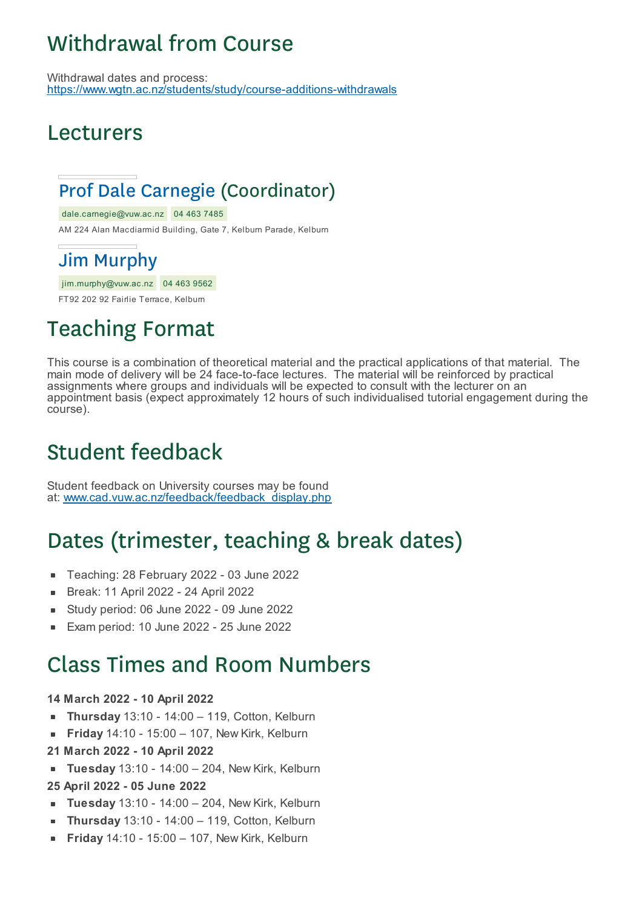## Withdrawal from Course

Withdrawal dates and process:
https://www.wgtn.ac.nz/students/study/course-additions-withdrawals

## Lecturers

### Prof Dale Carnegie (Coordinator)

dale.carnegie@vuw.ac.nz 04 463 7485

AM 224 Alan Macdiarmid Building, Gate 7, Kelburn Parade, Kelburn

### Jim Murphy

jim.murphy@vuw.ac.nz 04 463 9562

FT92 202 92 Fairlie Terrace, Kelburn

## Teaching Format

This course is a combination of theoretical material and the practical applications of that material. The main mode of delivery will be 24 face-to-face lectures. The material will be reinforced by practical assignments where groups and individuals will be expected to consult with the lecturer on an appointment basis (expect approximately 12 hours of such individualised tutorial engagement during the course).

## Student feedback

Student feedback on University courses may be found at: www.cad.vuw.ac.nz/feedback/feedback_display.php

## Dates (trimester, teaching & break dates)

- Teaching: 28 February 2022 - 03 June 2022
- Break: 11 April 2022 - 24 April 2022
- Study period: 06 June 2022 - 09 June 2022
- Exam period: 10 June 2022 - 25 June 2022

## Class Times and Room Numbers

**14 March 2022 - 10 April 2022**

- **Thursday** 13:10 - 14:00 – 119, Cotton, Kelburn
- **Friday** 14:10 - 15:00 – 107, New Kirk, Kelburn

**21 March 2022 - 10 April 2022**

- **Tuesday** 13:10 - 14:00 – 204, New Kirk, Kelburn

**25 April 2022 - 05 June 2022**

- **Tuesday** 13:10 - 14:00 – 204, New Kirk, Kelburn
- **Thursday** 13:10 - 14:00 – 119, Cotton, Kelburn
- **Friday** 14:10 - 15:00 – 107, New Kirk, Kelburn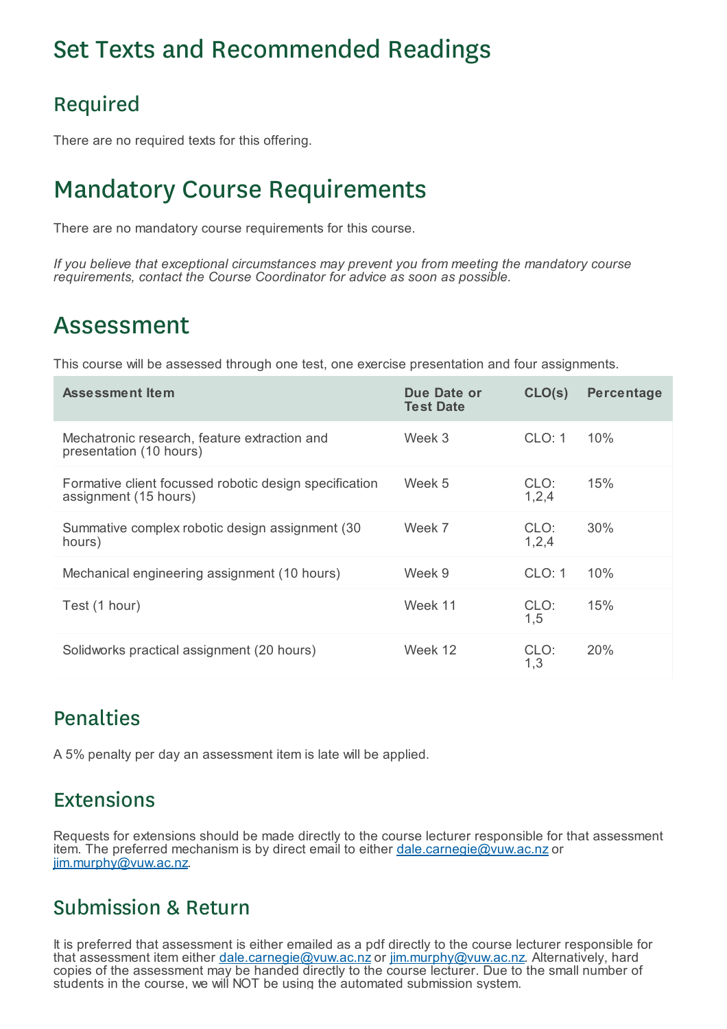# Set Texts and Recommended Readings

## Required

There are no required texts for this offering.

# Mandatory Course Requirements

There are no mandatory course requirements for this course.

*If you believe that exceptional circumstances may prevent you from meeting the mandatory course requirements, contact the Course Coordinator for advice as soon as possible.*

# Assessment

This course will be assessed through one test, one exercise presentation and four assignments.

| Assessment Item | Due Date or Test Date | CLO(s) | Percentage |
|---|---|---|---|
| Mechatronic research, feature extraction and presentation (10 hours) | Week 3 | CLO: 1 | 10% |
| Formative client focussed robotic design specification assignment (15 hours) | Week 5 | CLO: 1,2,4 | 15% |
| Summative complex robotic design assignment (30 hours) | Week 7 | CLO: 1,2,4 | 30% |
| Mechanical engineering assignment (10 hours) | Week 9 | CLO: 1 | 10% |
| Test (1 hour) | Week 11 | CLO: 1,5 | 15% |
| Solidworks practical assignment (20 hours) | Week 12 | CLO: 1,3 | 20% |

## Penalties

A 5% penalty per day an assessment item is late will be applied.

## Extensions

Requests for extensions should be made directly to the course lecturer responsible for that assessment item. The preferred mechanism is by direct email to either dale.carnegie@vuw.ac.nz or jim.murphy@vuw.ac.nz.

## Submission & Return

It is preferred that assessment is either emailed as a pdf directly to the course lecturer responsible for that assessment item either dale.carnegie@vuw.ac.nz or jim.murphy@vuw.ac.nz. Alternatively, hard copies of the assessment may be handed directly to the course lecturer. Due to the small number of students in the course, we will NOT be using the automated submission system.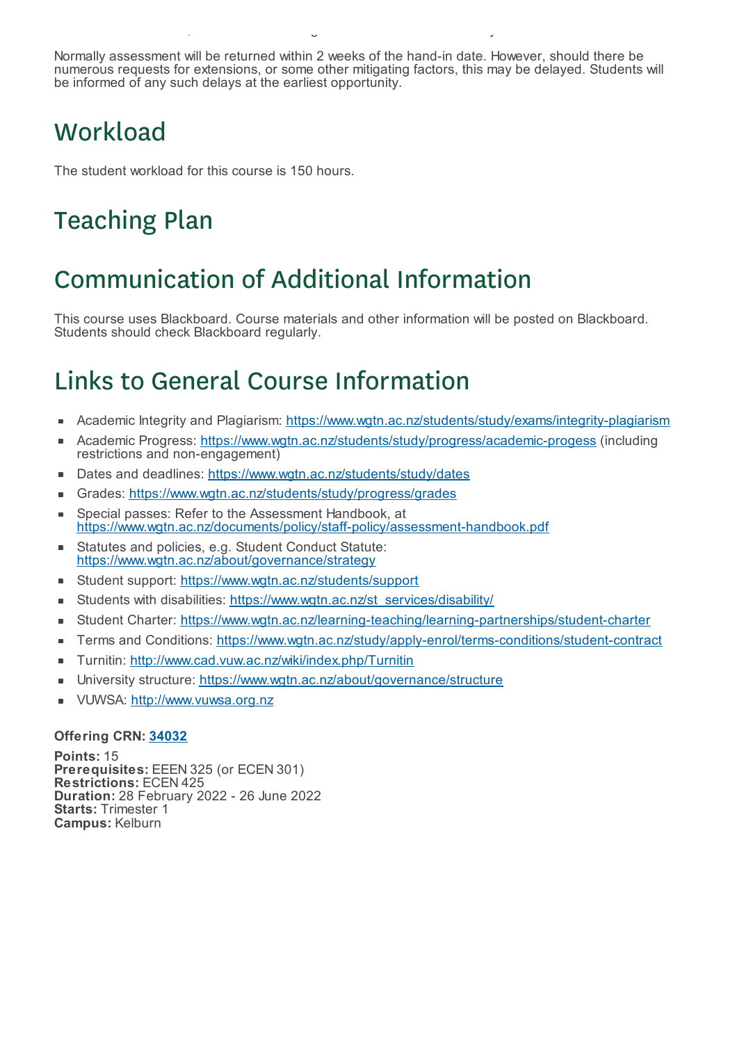Normally assessment will be returned within 2 weeks of the hand-in date. However, should there be numerous requests for extensions, or some other mitigating factors, this may be delayed. Students will be informed of any such delays at the earliest opportunity.

## Workload

The student workload for this course is 150 hours.

## Teaching Plan

## Communication of Additional Information

This course uses Blackboard. Course materials and other information will be posted on Blackboard. Students should check Blackboard regularly.

## Links to General Course Information

- Academic Integrity and Plagiarism: https://www.wgtn.ac.nz/students/study/exams/integrity-plagiarism
- Academic Progress: https://www.wgtn.ac.nz/students/study/progress/academic-progess (including restrictions and non-engagement)
- Dates and deadlines: https://www.wgtn.ac.nz/students/study/dates
- Grades: https://www.wgtn.ac.nz/students/study/progress/grades
- Special passes: Refer to the Assessment Handbook, at https://www.wgtn.ac.nz/documents/policy/staff-policy/assessment-handbook.pdf
- Statutes and policies, e.g. Student Conduct Statute: https://www.wgtn.ac.nz/about/governance/strategy
- Student support: https://www.wgtn.ac.nz/students/support
- Students with disabilities: https://www.wgtn.ac.nz/st_services/disability/
- Student Charter: https://www.wgtn.ac.nz/learning-teaching/learning-partnerships/student-charter
- Terms and Conditions: https://www.wgtn.ac.nz/study/apply-enrol/terms-conditions/student-contract
- Turnitin: http://www.cad.vuw.ac.nz/wiki/index.php/Turnitin
- University structure: https://www.wgtn.ac.nz/about/governance/structure
- VUWSA: http://www.vuwsa.org.nz

**Offering CRN: 34032**

**Points:** 15
**Prerequisites:** EEEN 325 (or ECEN 301)
**Restrictions:** ECEN 425
**Duration:** 28 February 2022 - 26 June 2022
**Starts:** Trimester 1
**Campus:** Kelburn